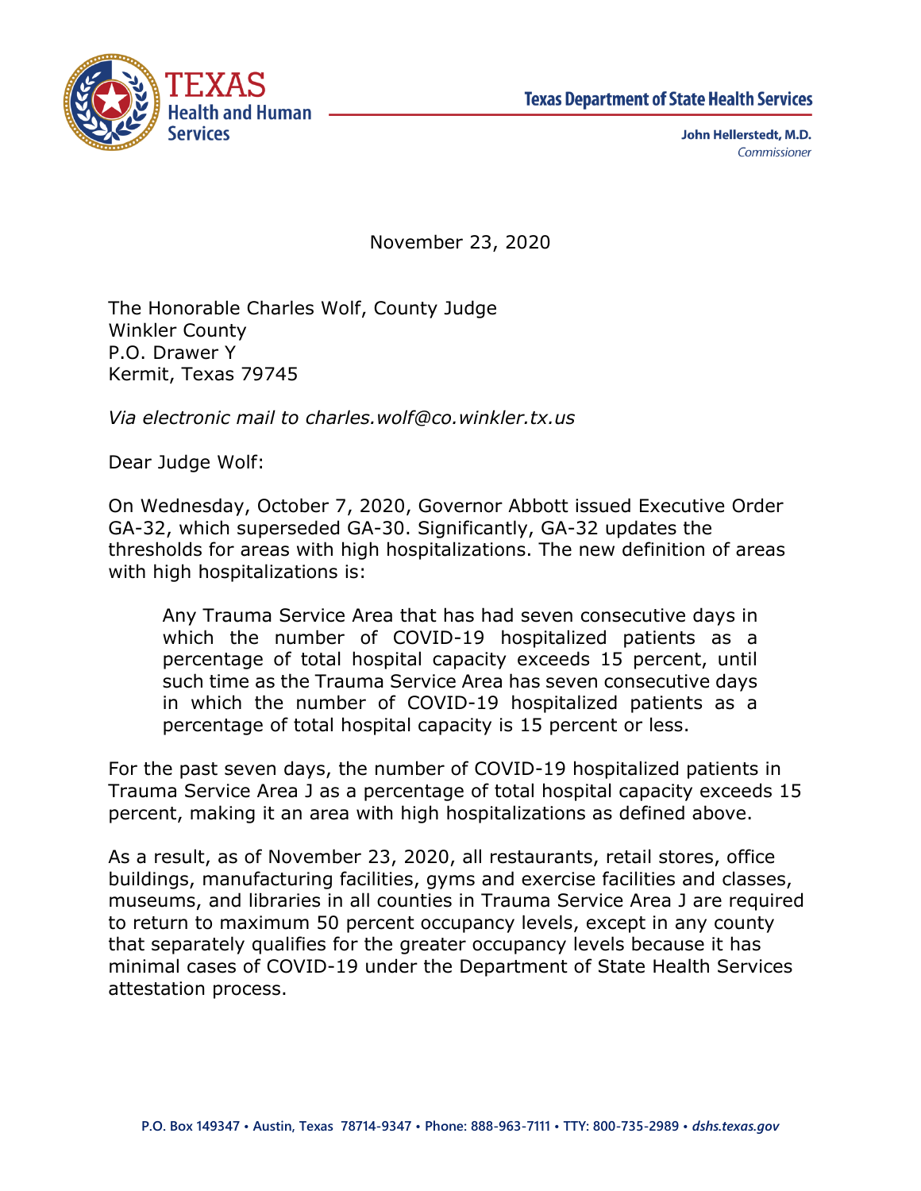TEXAS Health and Human Services

Texas Department of State Health Services

**John Hellerstedt, M.D.**
*Commissioner*

November 23, 2020

The Honorable Charles Wolf, County Judge
Winkler County
P.O. Drawer Y
Kermit, Texas 79745

*Via electronic mail to charles.wolf@co.winkler.tx.us*

Dear Judge Wolf:

On Wednesday, October 7, 2020, Governor Abbott issued Executive Order GA-32, which superseded GA-30. Significantly, GA-32 updates the thresholds for areas with high hospitalizations. The new definition of areas with high hospitalizations is:

> Any Trauma Service Area that has had seven consecutive days in which the number of COVID-19 hospitalized patients as a percentage of total hospital capacity exceeds 15 percent, until such time as the Trauma Service Area has seven consecutive days in which the number of COVID-19 hospitalized patients as a percentage of total hospital capacity is 15 percent or less.

For the past seven days, the number of COVID-19 hospitalized patients in Trauma Service Area J as a percentage of total hospital capacity exceeds 15 percent, making it an area with high hospitalizations as defined above.

As a result, as of November 23, 2020, all restaurants, retail stores, office buildings, manufacturing facilities, gyms and exercise facilities and classes, museums, and libraries in all counties in Trauma Service Area J are required to return to maximum 50 percent occupancy levels, except in any county that separately qualifies for the greater occupancy levels because it has minimal cases of COVID-19 under the Department of State Health Services attestation process.

P.O. Box 149347 • Austin, Texas 78714-9347 • Phone: 888-963-7111 • TTY: 800-735-2989 • *dshs.texas.gov*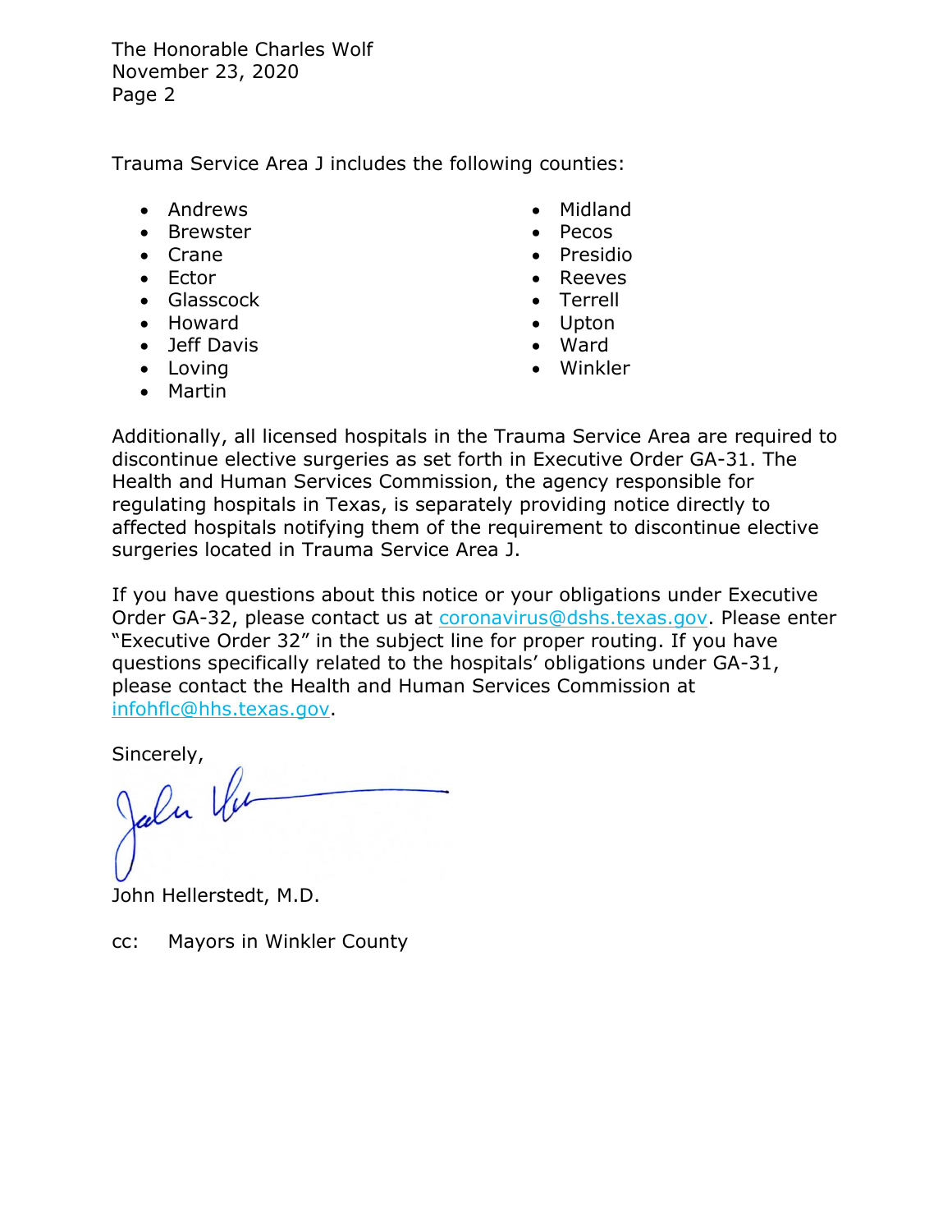Trauma Service Area J includes the following counties:

- Andrews
- Brewster
- Crane
- Ector
- Glasscock
- Howard
- Jeff Davis
- Loving
- Martin
- Midland
- Pecos
- Presidio
- Reeves
- Terrell
- Upton
- Ward
- Winkler

Additionally, all licensed hospitals in the Trauma Service Area are required to discontinue elective surgeries as set forth in Executive Order GA-31. The Health and Human Services Commission, the agency responsible for regulating hospitals in Texas, is separately providing notice directly to affected hospitals notifying them of the requirement to discontinue elective surgeries located in Trauma Service Area J.

If you have questions about this notice or your obligations under Executive Order GA-32, please contact us at coronavirus@dshs.texas.gov. Please enter "Executive Order 32" in the subject line for proper routing. If you have questions specifically related to the hospitals' obligations under GA-31, please contact the Health and Human Services Commission at infohflc@hhs.texas.gov.

Sincerely,

John Hellerstedt, M.D.

cc: Mayors in Winkler County